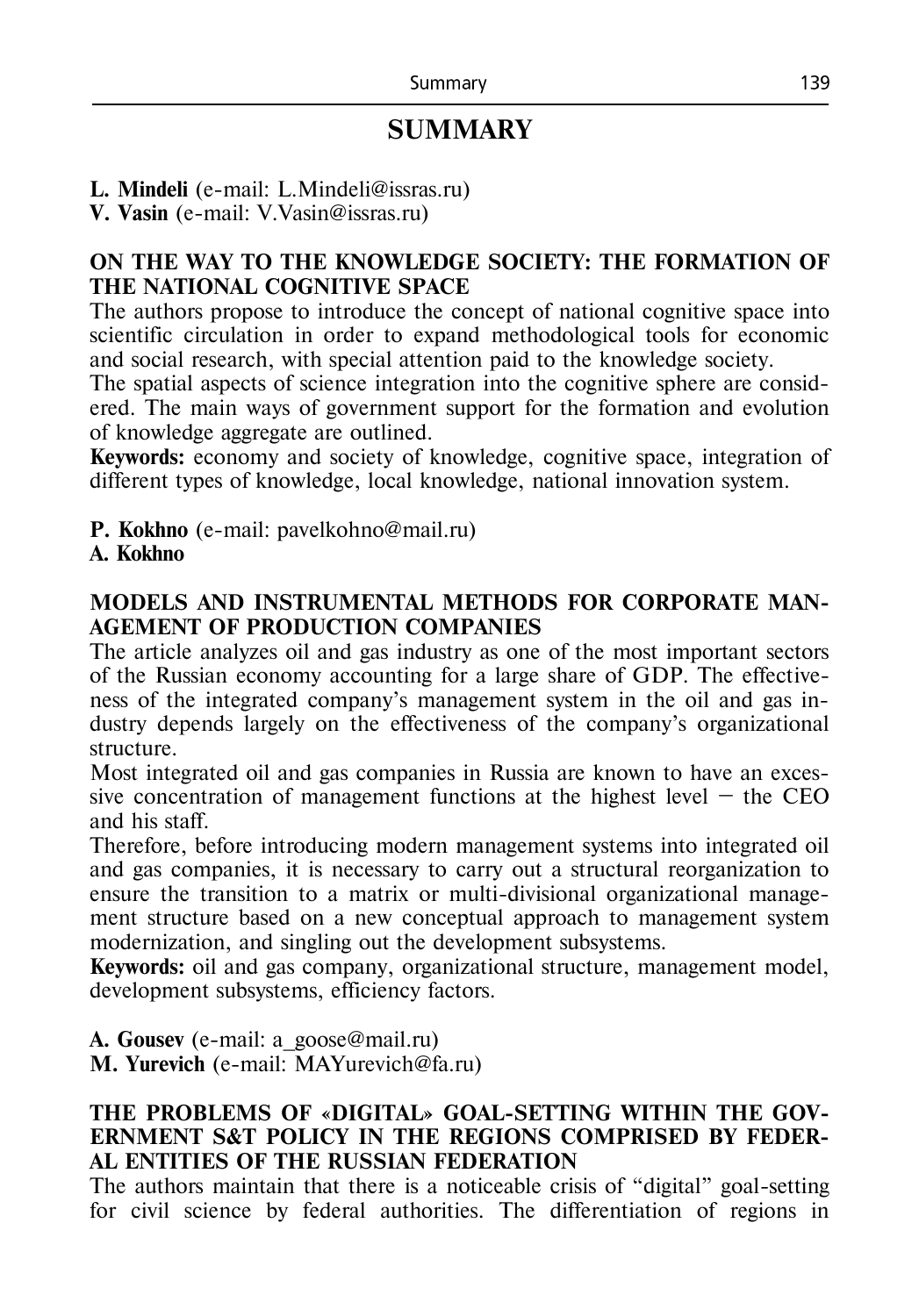# SUMMARY

**L. Mindeli** (e-mail: L.Mindeli@issras.ru)
**V. Vasin** (e-mail: V.Vasin@issras.ru)

## ON THE WAY TO THE KNOWLEDGE SOCIETY: THE FORMATION OF THE NATIONAL COGNITIVE SPACE

The authors propose to introduce the concept of national cognitive space into scientific circulation in order to expand methodological tools for economic and social research, with special attention paid to the knowledge society.

The spatial aspects of science integration into the cognitive sphere are considered. The main ways of government support for the formation and evolution of knowledge aggregate are outlined.

**Keywords:** economy and society of knowledge, cognitive space, integration of different types of knowledge, local knowledge, national innovation system.

**P. Kokhno** (e-mail: pavelkohno@mail.ru)
**A. Kokhno**

## MODELS AND INSTRUMENTAL METHODS FOR CORPORATE MANAGEMENT OF PRODUCTION COMPANIES

The article analyzes oil and gas industry as one of the most important sectors of the Russian economy accounting for a large share of GDP. The effectiveness of the integrated company's management system in the oil and gas industry depends largely on the effectiveness of the company's organizational structure.

Most integrated oil and gas companies in Russia are known to have an excessive concentration of management functions at the highest level – the CEO and his staff.

Therefore, before introducing modern management systems into integrated oil and gas companies, it is necessary to carry out a structural reorganization to ensure the transition to a matrix or multi-divisional organizational management structure based on a new conceptual approach to management system modernization, and singling out the development subsystems.

**Keywords:** oil and gas company, organizational structure, management model, development subsystems, efficiency factors.

**A. Gousev** (e-mail: a_goose@mail.ru)
**M. Yurevich** (e-mail: MAYurevich@fa.ru)

## THE PROBLEMS OF «DIGITAL» GOAL-SETTING WITHIN THE GOVERNMENT S&T POLICY IN THE REGIONS COMPRISED BY FEDERAL ENTITIES OF THE RUSSIAN FEDERATION

The authors maintain that there is a noticeable crisis of "digital" goal-setting for civil science by federal authorities. The differentiation of regions in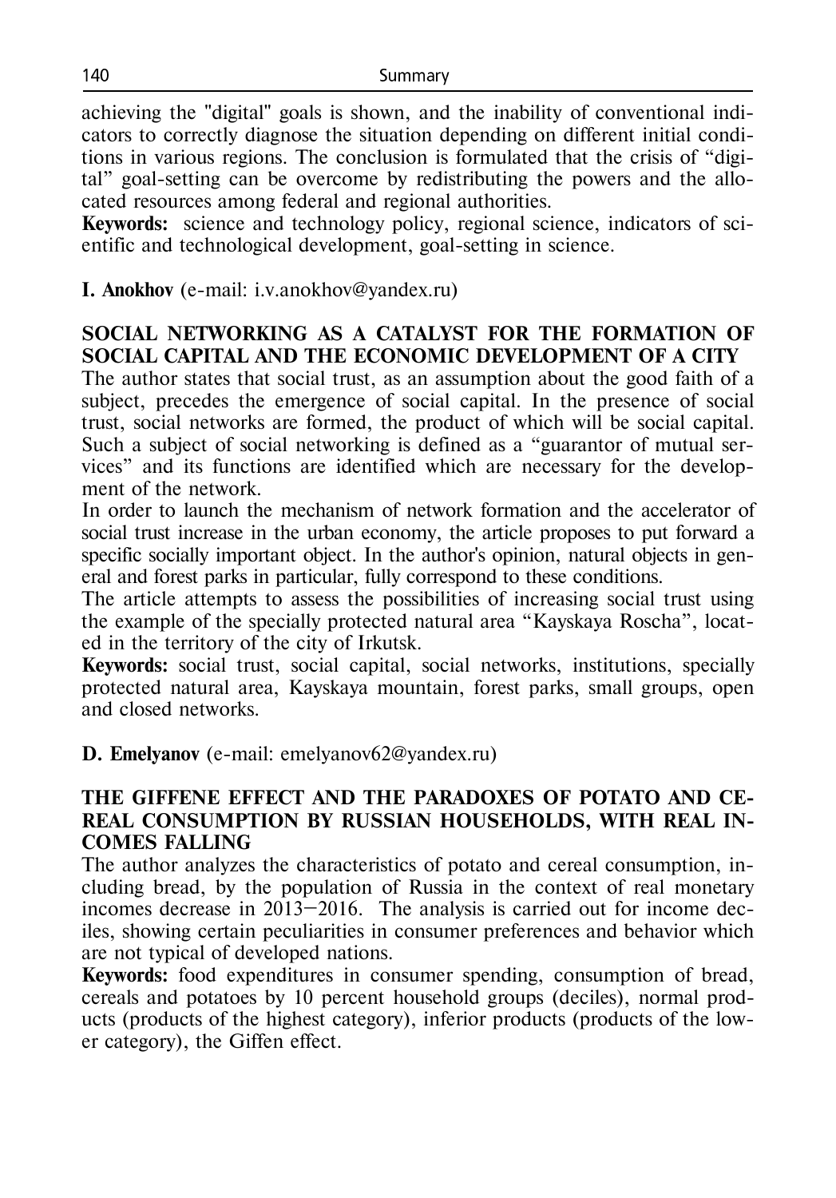achieving the "digital" goals is shown, and the inability of conventional indicators to correctly diagnose the situation depending on different initial conditions in various regions. The conclusion is formulated that the crisis of "digital" goal-setting can be overcome by redistributing the powers and the allocated resources among federal and regional authorities.

**Keywords:** science and technology policy, regional science, indicators of scientific and technological development, goal-setting in science.

**I. Anokhov** (e-mail: i.v.anokhov@yandex.ru)

## SOCIAL NETWORKING AS A CATALYST FOR THE FORMATION OF SOCIAL CAPITAL AND THE ECONOMIC DEVELOPMENT OF A CITY

The author states that social trust, as an assumption about the good faith of a subject, precedes the emergence of social capital. In the presence of social trust, social networks are formed, the product of which will be social capital. Such a subject of social networking is defined as a "guarantor of mutual services" and its functions are identified which are necessary for the development of the network.

In order to launch the mechanism of network formation and the accelerator of social trust increase in the urban economy, the article proposes to put forward a specific socially important object. In the author's opinion, natural objects in general and forest parks in particular, fully correspond to these conditions.

The article attempts to assess the possibilities of increasing social trust using the example of the specially protected natural area "Kayskaya Roscha", located in the territory of the city of Irkutsk.

**Keywords:** social trust, social capital, social networks, institutions, specially protected natural area, Kayskaya mountain, forest parks, small groups, open and closed networks.

**D. Emelyanov** (e-mail: emelyanov62@yandex.ru)

## THE GIFFENE EFFECT AND THE PARADOXES OF POTATO AND CEREAL CONSUMPTION BY RUSSIAN HOUSEHOLDS, WITH REAL INCOMES FALLING

The author analyzes the characteristics of potato and cereal consumption, including bread, by the population of Russia in the context of real monetary incomes decrease in 2013–2016. The analysis is carried out for income deciles, showing certain peculiarities in consumer preferences and behavior which are not typical of developed nations.

**Keywords:** food expenditures in consumer spending, consumption of bread, cereals and potatoes by 10 percent household groups (deciles), normal products (products of the highest category), inferior products (products of the lower category), the Giffen effect.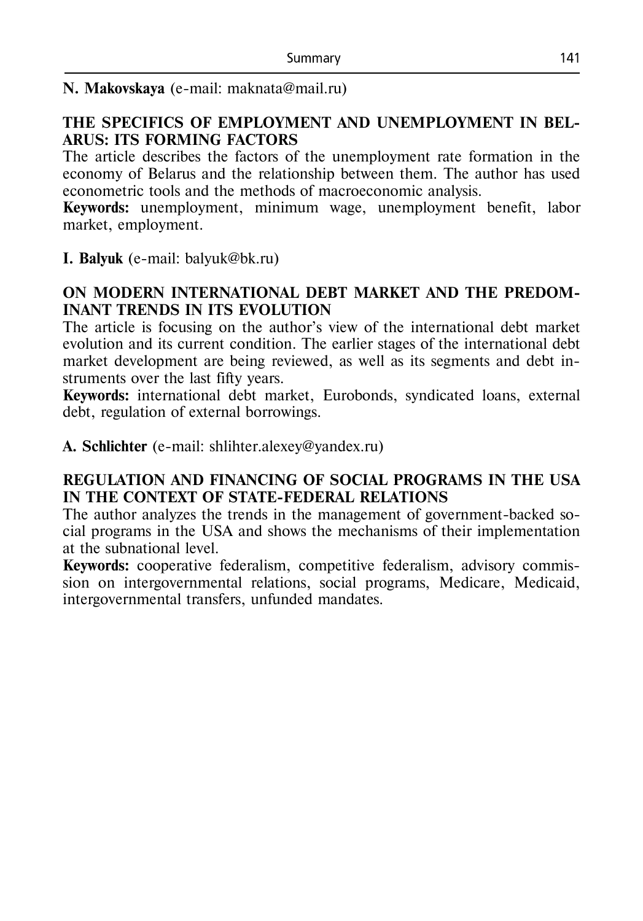**N. Makovskaya** (e-mail: maknata@mail.ru)

## THE SPECIFICS OF EMPLOYMENT AND UNEMPLOYMENT IN BELARUS: ITS FORMING FACTORS

The article describes the factors of the unemployment rate formation in the economy of Belarus and the relationship between them. The author has used econometric tools and the methods of macroeconomic analysis.

**Keywords:** unemployment, minimum wage, unemployment benefit, labor market, employment.

**I. Balyuk** (e-mail: balyuk@bk.ru)

## ON MODERN INTERNATIONAL DEBT MARKET AND THE PREDOMINANT TRENDS IN ITS EVOLUTION

The article is focusing on the author's view of the international debt market evolution and its current condition. The earlier stages of the international debt market development are being reviewed, as well as its segments and debt instruments over the last fifty years.

**Keywords:** international debt market, Eurobonds, syndicated loans, external debt, regulation of external borrowings.

**A. Schlichter** (e-mail: shlihter.alexey@yandex.ru)

## REGULATION AND FINANCING OF SOCIAL PROGRAMS IN THE USA IN THE CONTEXT OF STATE-FEDERAL RELATIONS

The author analyzes the trends in the management of government-backed social programs in the USA and shows the mechanisms of their implementation at the subnational level.

**Keywords:** cooperative federalism, competitive federalism, advisory commission on intergovernmental relations, social programs, Medicare, Medicaid, intergovernmental transfers, unfunded mandates.